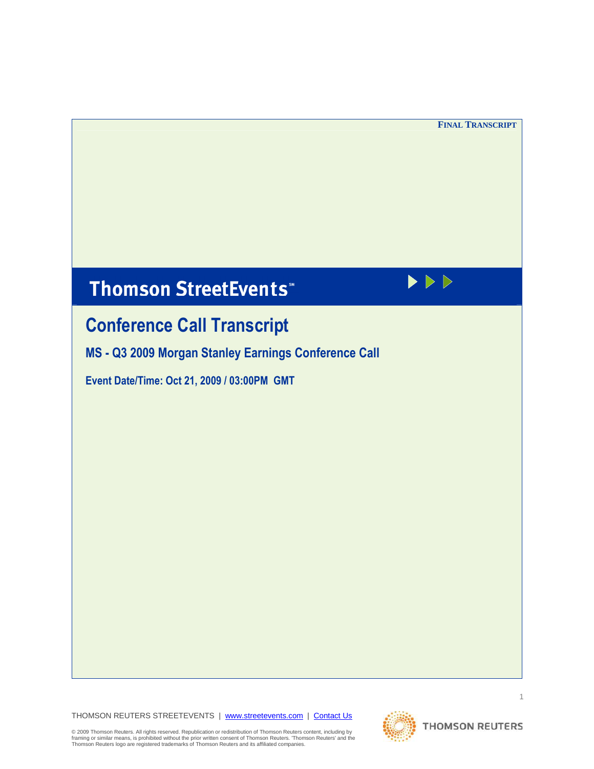**FINAL TRANSCRIPT**

# Thomson StreetEvents℠

## Conference Call Transcript

### MS - Q3 2009 Morgan Stanley Earnings Conference Call

**Event Date/Time: Oct 21, 2009 / 03:00PM GMT**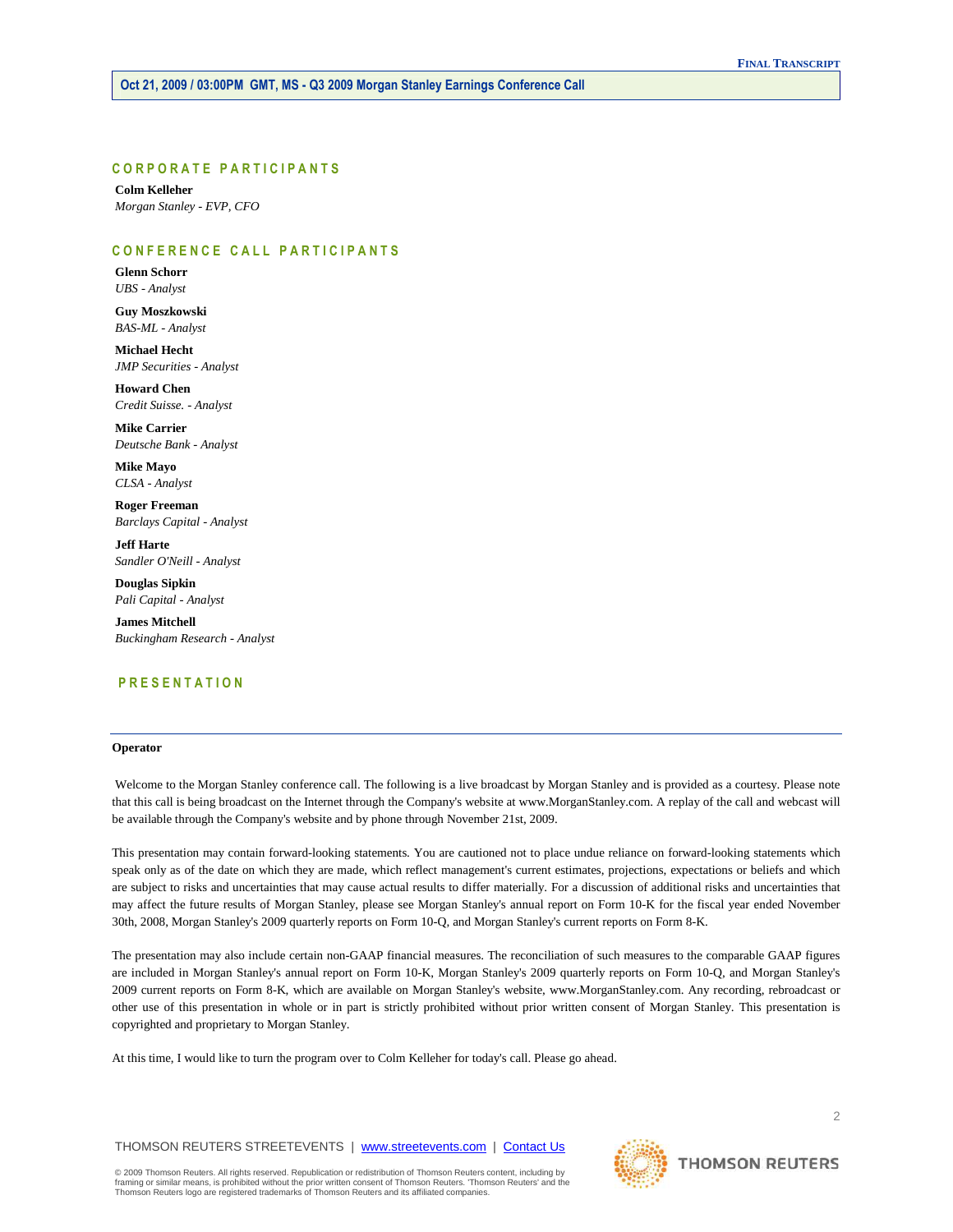## CORPORATE PARTICIPANTS

**Colm Kelleher**
*Morgan Stanley - EVP, CFO*

## CONFERENCE CALL PARTICIPANTS

**Glenn Schorr**
*UBS - Analyst*

**Guy Moszkowski**
*BAS-ML - Analyst*

**Michael Hecht**
*JMP Securities - Analyst*

**Howard Chen**
*Credit Suisse. - Analyst*

**Mike Carrier**
*Deutsche Bank - Analyst*

**Mike Mayo**
*CLSA - Analyst*

**Roger Freeman**
*Barclays Capital - Analyst*

**Jeff Harte**
*Sandler O'Neill - Analyst*

**Douglas Sipkin**
*Pali Capital - Analyst*

**James Mitchell**
*Buckingham Research - Analyst*

## PRESENTATION

---

**Operator**

Welcome to the Morgan Stanley conference call. The following is a live broadcast by Morgan Stanley and is provided as a courtesy. Please note that this call is being broadcast on the Internet through the Company's website at www.MorganStanley.com. A replay of the call and webcast will be available through the Company's website and by phone through November 21st, 2009.

This presentation may contain forward-looking statements. You are cautioned not to place undue reliance on forward-looking statements which speak only as of the date on which they are made, which reflect management's current estimates, projections, expectations or beliefs and which are subject to risks and uncertainties that may cause actual results to differ materially. For a discussion of additional risks and uncertainties that may affect the future results of Morgan Stanley, please see Morgan Stanley's annual report on Form 10-K for the fiscal year ended November 30th, 2008, Morgan Stanley's 2009 quarterly reports on Form 10-Q, and Morgan Stanley's current reports on Form 8-K.

The presentation may also include certain non-GAAP financial measures. The reconciliation of such measures to the comparable GAAP figures are included in Morgan Stanley's annual report on Form 10-K, Morgan Stanley's 2009 quarterly reports on Form 10-Q, and Morgan Stanley's 2009 current reports on Form 8-K, which are available on Morgan Stanley's website, www.MorganStanley.com. Any recording, rebroadcast or other use of this presentation in whole or in part is strictly prohibited without prior written consent of Morgan Stanley. This presentation is copyrighted and proprietary to Morgan Stanley.

At this time, I would like to turn the program over to Colm Kelleher for today's call. Please go ahead.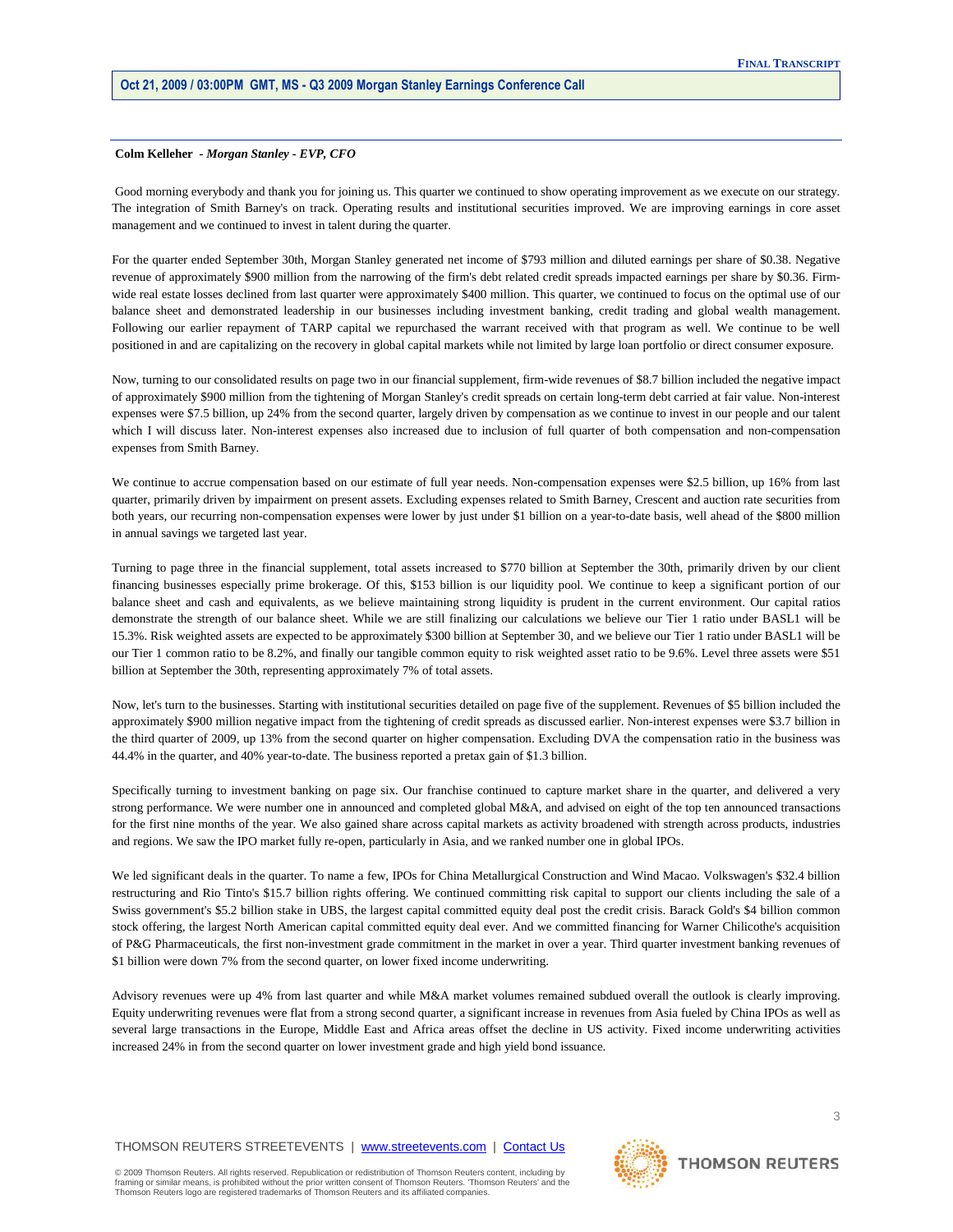**Colm Kelleher** - *Morgan Stanley - EVP, CFO*

Good morning everybody and thank you for joining us. This quarter we continued to show operating improvement as we execute on our strategy. The integration of Smith Barney's on track. Operating results and institutional securities improved. We are improving earnings in core asset management and we continued to invest in talent during the quarter.

For the quarter ended September 30th, Morgan Stanley generated net income of $793 million and diluted earnings per share of $0.38. Negative revenue of approximately $900 million from the narrowing of the firm's debt related credit spreads impacted earnings per share by $0.36. Firm-wide real estate losses declined from last quarter were approximately $400 million. This quarter, we continued to focus on the optimal use of our balance sheet and demonstrated leadership in our businesses including investment banking, credit trading and global wealth management. Following our earlier repayment of TARP capital we repurchased the warrant received with that program as well. We continue to be well positioned in and are capitalizing on the recovery in global capital markets while not limited by large loan portfolio or direct consumer exposure.

Now, turning to our consolidated results on page two in our financial supplement, firm-wide revenues of $8.7 billion included the negative impact of approximately $900 million from the tightening of Morgan Stanley's credit spreads on certain long-term debt carried at fair value. Non-interest expenses were $7.5 billion, up 24% from the second quarter, largely driven by compensation as we continue to invest in our people and our talent which I will discuss later. Non-interest expenses also increased due to inclusion of full quarter of both compensation and non-compensation expenses from Smith Barney.

We continue to accrue compensation based on our estimate of full year needs. Non-compensation expenses were $2.5 billion, up 16% from last quarter, primarily driven by impairment on present assets. Excluding expenses related to Smith Barney, Crescent and auction rate securities from both years, our recurring non-compensation expenses were lower by just under $1 billion on a year-to-date basis, well ahead of the $800 million in annual savings we targeted last year.

Turning to page three in the financial supplement, total assets increased to $770 billion at September the 30th, primarily driven by our client financing businesses especially prime brokerage. Of this, $153 billion is our liquidity pool. We continue to keep a significant portion of our balance sheet and cash and equivalents, as we believe maintaining strong liquidity is prudent in the current environment. Our capital ratios demonstrate the strength of our balance sheet. While we are still finalizing our calculations we believe our Tier 1 ratio under BASL1 will be 15.3%. Risk weighted assets are expected to be approximately $300 billion at September 30, and we believe our Tier 1 ratio under BASL1 will be our Tier 1 common ratio to be 8.2%, and finally our tangible common equity to risk weighted asset ratio to be 9.6%. Level three assets were $51 billion at September the 30th, representing approximately 7% of total assets.

Now, let's turn to the businesses. Starting with institutional securities detailed on page five of the supplement. Revenues of $5 billion included the approximately $900 million negative impact from the tightening of credit spreads as discussed earlier. Non-interest expenses were $3.7 billion in the third quarter of 2009, up 13% from the second quarter on higher compensation. Excluding DVA the compensation ratio in the business was 44.4% in the quarter, and 40% year-to-date. The business reported a pretax gain of $1.3 billion.

Specifically turning to investment banking on page six. Our franchise continued to capture market share in the quarter, and delivered a very strong performance. We were number one in announced and completed global M&A, and advised on eight of the top ten announced transactions for the first nine months of the year. We also gained share across capital markets as activity broadened with strength across products, industries and regions. We saw the IPO market fully re-open, particularly in Asia, and we ranked number one in global IPOs.

We led significant deals in the quarter. To name a few, IPOs for China Metallurgical Construction and Wind Macao. Volkswagen's $32.4 billion restructuring and Rio Tinto's $15.7 billion rights offering. We continued committing risk capital to support our clients including the sale of a Swiss government's $5.2 billion stake in UBS, the largest capital committed equity deal post the credit crisis. Barack Gold's $4 billion common stock offering, the largest North American capital committed equity deal ever. And we committed financing for Warner Chilicothe's acquisition of P&G Pharmaceuticals, the first non-investment grade commitment in the market in over a year. Third quarter investment banking revenues of $1 billion were down 7% from the second quarter, on lower fixed income underwriting.

Advisory revenues were up 4% from last quarter and while M&A market volumes remained subdued overall the outlook is clearly improving. Equity underwriting revenues were flat from a strong second quarter, a significant increase in revenues from Asia fueled by China IPOs as well as several large transactions in the Europe, Middle East and Africa areas offset the decline in US activity. Fixed income underwriting activities increased 24% in from the second quarter on lower investment grade and high yield bond issuance.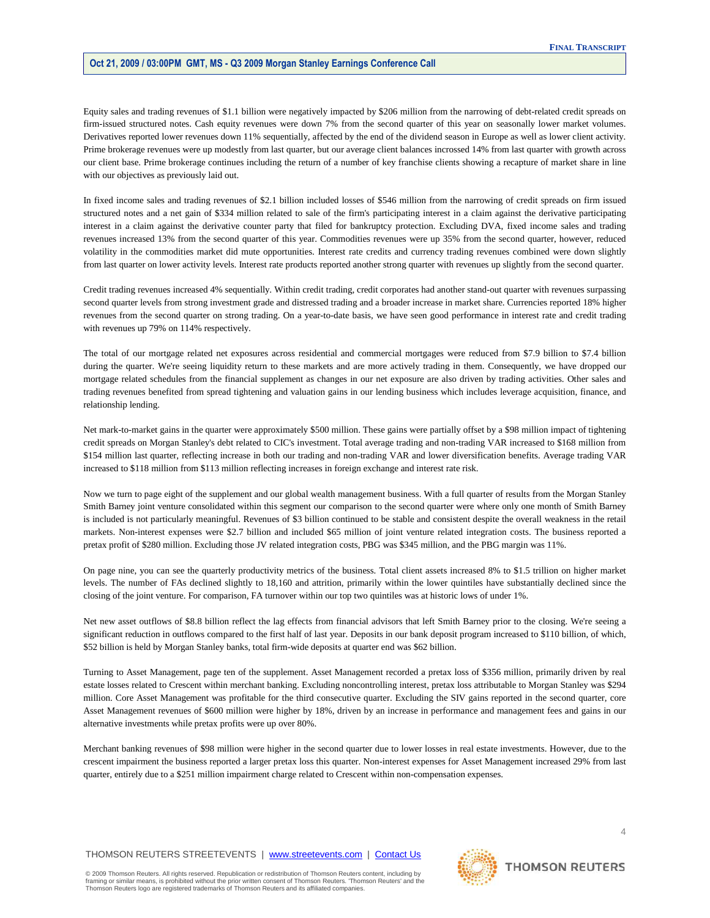Equity sales and trading revenues of $1.1 billion were negatively impacted by $206 million from the narrowing of debt-related credit spreads on firm-issued structured notes. Cash equity revenues were down 7% from the second quarter of this year on seasonally lower market volumes. Derivatives reported lower revenues down 11% sequentially, affected by the end of the dividend season in Europe as well as lower client activity. Prime brokerage revenues were up modestly from last quarter, but our average client balances incrossed 14% from last quarter with growth across our client base. Prime brokerage continues including the return of a number of key franchise clients showing a recapture of market share in line with our objectives as previously laid out.

In fixed income sales and trading revenues of $2.1 billion included losses of $546 million from the narrowing of credit spreads on firm issued structured notes and a net gain of $334 million related to sale of the firm's participating interest in a claim against the derivative participating interest in a claim against the derivative counter party that filed for bankruptcy protection. Excluding DVA, fixed income sales and trading revenues increased 13% from the second quarter of this year. Commodities revenues were up 35% from the second quarter, however, reduced volatility in the commodities market did mute opportunities. Interest rate credits and currency trading revenues combined were down slightly from last quarter on lower activity levels. Interest rate products reported another strong quarter with revenues up slightly from the second quarter.

Credit trading revenues increased 4% sequentially. Within credit trading, credit corporates had another stand-out quarter with revenues surpassing second quarter levels from strong investment grade and distressed trading and a broader increase in market share. Currencies reported 18% higher revenues from the second quarter on strong trading. On a year-to-date basis, we have seen good performance in interest rate and credit trading with revenues up 79% on 114% respectively.

The total of our mortgage related net exposures across residential and commercial mortgages were reduced from $7.9 billion to $7.4 billion during the quarter. We're seeing liquidity return to these markets and are more actively trading in them. Consequently, we have dropped our mortgage related schedules from the financial supplement as changes in our net exposure are also driven by trading activities. Other sales and trading revenues benefited from spread tightening and valuation gains in our lending business which includes leverage acquisition, finance, and relationship lending.

Net mark-to-market gains in the quarter were approximately $500 million. These gains were partially offset by a $98 million impact of tightening credit spreads on Morgan Stanley's debt related to CIC's investment. Total average trading and non-trading VAR increased to $168 million from $154 million last quarter, reflecting increase in both our trading and non-trading VAR and lower diversification benefits. Average trading VAR increased to $118 million from $113 million reflecting increases in foreign exchange and interest rate risk.

Now we turn to page eight of the supplement and our global wealth management business. With a full quarter of results from the Morgan Stanley Smith Barney joint venture consolidated within this segment our comparison to the second quarter were where only one month of Smith Barney is included is not particularly meaningful. Revenues of $3 billion continued to be stable and consistent despite the overall weakness in the retail markets. Non-interest expenses were $2.7 billion and included $65 million of joint venture related integration costs. The business reported a pretax profit of $280 million. Excluding those JV related integration costs, PBG was $345 million, and the PBG margin was 11%.

On page nine, you can see the quarterly productivity metrics of the business. Total client assets increased 8% to $1.5 trillion on higher market levels. The number of FAs declined slightly to 18,160 and attrition, primarily within the lower quintiles have substantially declined since the closing of the joint venture. For comparison, FA turnover within our top two quintiles was at historic lows of under 1%.

Net new asset outflows of $8.8 billion reflect the lag effects from financial advisors that left Smith Barney prior to the closing. We're seeing a significant reduction in outflows compared to the first half of last year. Deposits in our bank deposit program increased to $110 billion, of which, $52 billion is held by Morgan Stanley banks, total firm-wide deposits at quarter end was $62 billion.

Turning to Asset Management, page ten of the supplement. Asset Management recorded a pretax loss of $356 million, primarily driven by real estate losses related to Crescent within merchant banking. Excluding noncontrolling interest, pretax loss attributable to Morgan Stanley was $294 million. Core Asset Management was profitable for the third consecutive quarter. Excluding the SIV gains reported in the second quarter, core Asset Management revenues of $600 million were higher by 18%, driven by an increase in performance and management fees and gains in our alternative investments while pretax profits were up over 80%.

Merchant banking revenues of $98 million were higher in the second quarter due to lower losses in real estate investments. However, due to the crescent impairment the business reported a larger pretax loss this quarter. Non-interest expenses for Asset Management increased 29% from last quarter, entirely due to a $251 million impairment charge related to Crescent within non-compensation expenses.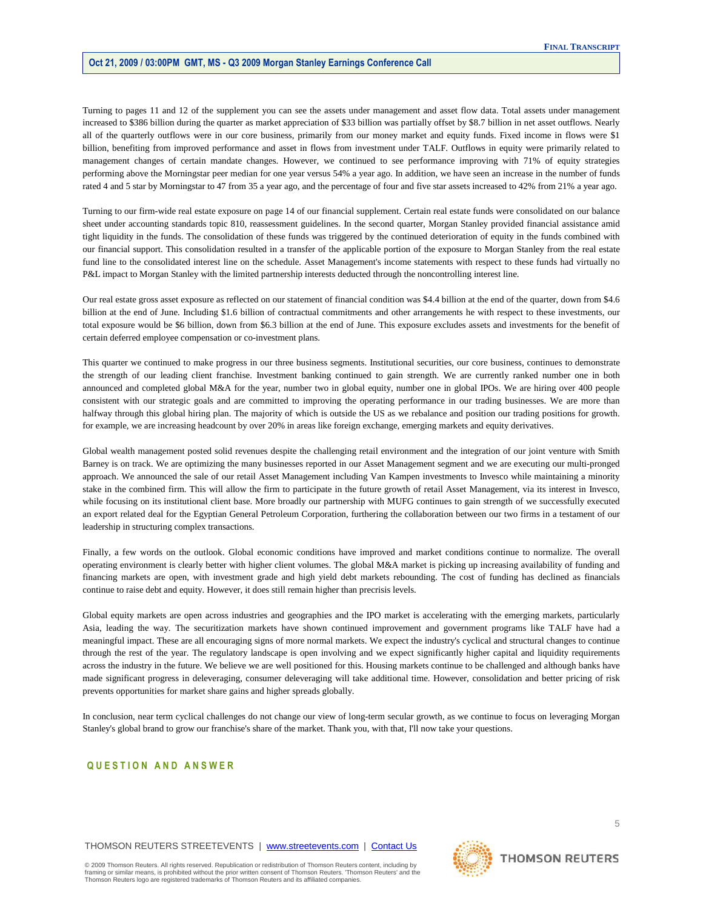Turning to pages 11 and 12 of the supplement you can see the assets under management and asset flow data. Total assets under management increased to $386 billion during the quarter as market appreciation of $33 billion was partially offset by $8.7 billion in net asset outflows. Nearly all of the quarterly outflows were in our core business, primarily from our money market and equity funds. Fixed income in flows were $1 billion, benefiting from improved performance and asset in flows from investment under TALF. Outflows in equity were primarily related to management changes of certain mandate changes. However, we continued to see performance improving with 71% of equity strategies performing above the Morningstar peer median for one year versus 54% a year ago. In addition, we have seen an increase in the number of funds rated 4 and 5 star by Morningstar to 47 from 35 a year ago, and the percentage of four and five star assets increased to 42% from 21% a year ago.

Turning to our firm-wide real estate exposure on page 14 of our financial supplement. Certain real estate funds were consolidated on our balance sheet under accounting standards topic 810, reassessment guidelines. In the second quarter, Morgan Stanley provided financial assistance amid tight liquidity in the funds. The consolidation of these funds was triggered by the continued deterioration of equity in the funds combined with our financial support. This consolidation resulted in a transfer of the applicable portion of the exposure to Morgan Stanley from the real estate fund line to the consolidated interest line on the schedule. Asset Management's income statements with respect to these funds had virtually no P&L impact to Morgan Stanley with the limited partnership interests deducted through the noncontrolling interest line.

Our real estate gross asset exposure as reflected on our statement of financial condition was $4.4 billion at the end of the quarter, down from $4.6 billion at the end of June. Including $1.6 billion of contractual commitments and other arrangements he with respect to these investments, our total exposure would be $6 billion, down from $6.3 billion at the end of June. This exposure excludes assets and investments for the benefit of certain deferred employee compensation or co-investment plans.

This quarter we continued to make progress in our three business segments. Institutional securities, our core business, continues to demonstrate the strength of our leading client franchise. Investment banking continued to gain strength. We are currently ranked number one in both announced and completed global M&A for the year, number two in global equity, number one in global IPOs. We are hiring over 400 people consistent with our strategic goals and are committed to improving the operating performance in our trading businesses. We are more than halfway through this global hiring plan. The majority of which is outside the US as we rebalance and position our trading positions for growth. for example, we are increasing headcount by over 20% in areas like foreign exchange, emerging markets and equity derivatives.

Global wealth management posted solid revenues despite the challenging retail environment and the integration of our joint venture with Smith Barney is on track. We are optimizing the many businesses reported in our Asset Management segment and we are executing our multi-pronged approach. We announced the sale of our retail Asset Management including Van Kampen investments to Invesco while maintaining a minority stake in the combined firm. This will allow the firm to participate in the future growth of retail Asset Management, via its interest in Invesco, while focusing on its institutional client base. More broadly our partnership with MUFG continues to gain strength of we successfully executed an export related deal for the Egyptian General Petroleum Corporation, furthering the collaboration between our two firms in a testament of our leadership in structuring complex transactions.

Finally, a few words on the outlook. Global economic conditions have improved and market conditions continue to normalize. The overall operating environment is clearly better with higher client volumes. The global M&A market is picking up increasing availability of funding and financing markets are open, with investment grade and high yield debt markets rebounding. The cost of funding has declined as financials continue to raise debt and equity. However, it does still remain higher than precrisis levels.

Global equity markets are open across industries and geographies and the IPO market is accelerating with the emerging markets, particularly Asia, leading the way. The securitization markets have shown continued improvement and government programs like TALF have had a meaningful impact. These are all encouraging signs of more normal markets. We expect the industry's cyclical and structural changes to continue through the rest of the year. The regulatory landscape is open involving and we expect significantly higher capital and liquidity requirements across the industry in the future. We believe we are well positioned for this. Housing markets continue to be challenged and although banks have made significant progress in deleveraging, consumer deleveraging will take additional time. However, consolidation and better pricing of risk prevents opportunities for market share gains and higher spreads globally.

In conclusion, near term cyclical challenges do not change our view of long-term secular growth, as we continue to focus on leveraging Morgan Stanley's global brand to grow our franchise's share of the market. Thank you, with that, I'll now take your questions.

## QUESTION AND ANSWER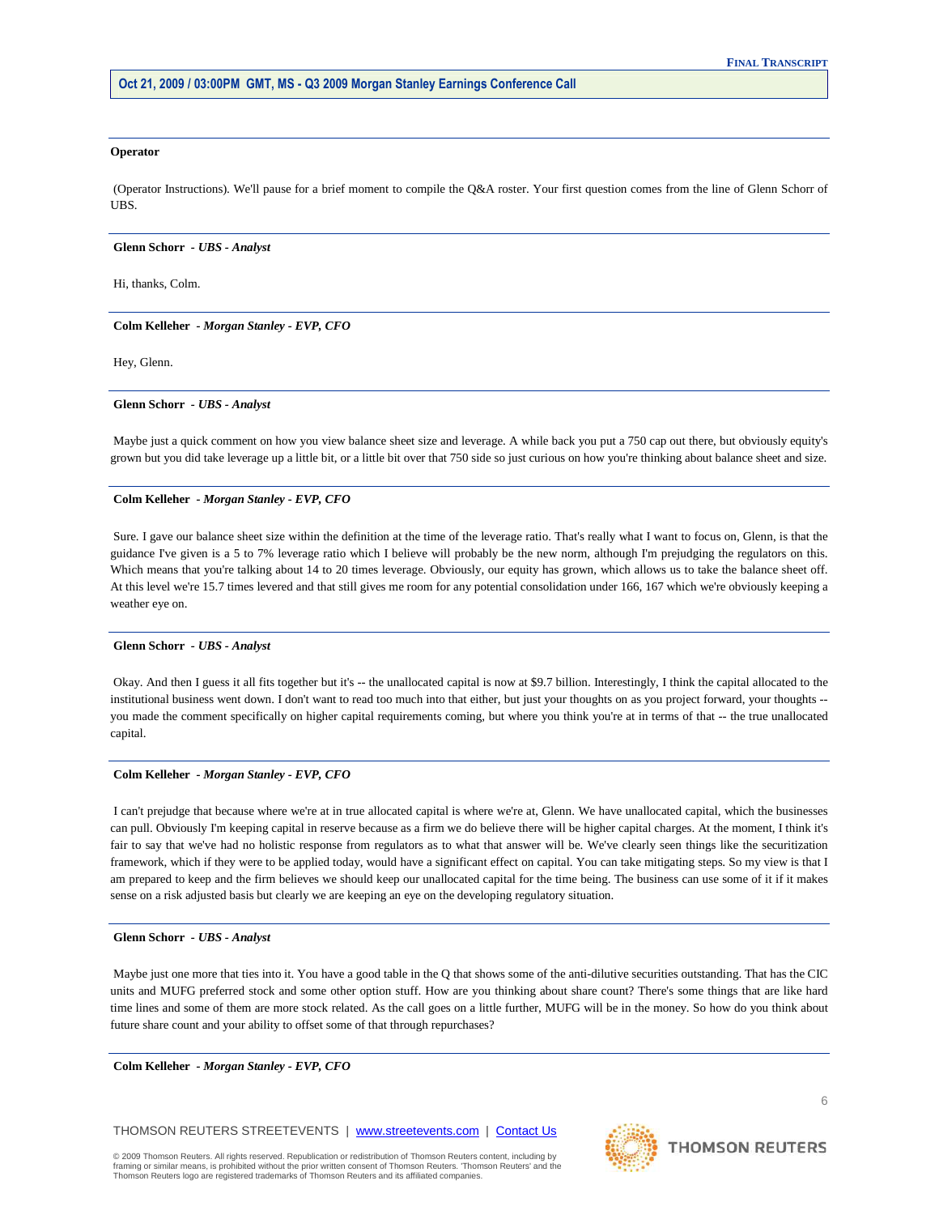**Operator**

(Operator Instructions). We'll pause for a brief moment to compile the Q&A roster. Your first question comes from the line of Glenn Schorr of UBS.

---

**Glenn Schorr** - *UBS - Analyst*

Hi, thanks, Colm.

---

**Colm Kelleher** - *Morgan Stanley - EVP, CFO*

Hey, Glenn.

---

**Glenn Schorr** - *UBS - Analyst*

Maybe just a quick comment on how you view balance sheet size and leverage. A while back you put a 750 cap out there, but obviously equity's grown but you did take leverage up a little bit, or a little bit over that 750 side so just curious on how you're thinking about balance sheet and size.

---

**Colm Kelleher** - *Morgan Stanley - EVP, CFO*

Sure. I gave our balance sheet size within the definition at the time of the leverage ratio. That's really what I want to focus on, Glenn, is that the guidance I've given is a 5 to 7% leverage ratio which I believe will probably be the new norm, although I'm prejudging the regulators on this. Which means that you're talking about 14 to 20 times leverage. Obviously, our equity has grown, which allows us to take the balance sheet off. At this level we're 15.7 times levered and that still gives me room for any potential consolidation under 166, 167 which we're obviously keeping a weather eye on.

---

**Glenn Schorr** - *UBS - Analyst*

Okay. And then I guess it all fits together but it's -- the unallocated capital is now at $9.7 billion. Interestingly, I think the capital allocated to the institutional business went down. I don't want to read too much into that either, but just your thoughts on as you project forward, your thoughts -- you made the comment specifically on higher capital requirements coming, but where you think you're at in terms of that -- the true unallocated capital.

---

**Colm Kelleher** - *Morgan Stanley - EVP, CFO*

I can't prejudge that because where we're at in true allocated capital is where we're at, Glenn. We have unallocated capital, which the businesses can pull. Obviously I'm keeping capital in reserve because as a firm we do believe there will be higher capital charges. At the moment, I think it's fair to say that we've had no holistic response from regulators as to what that answer will be. We've clearly seen things like the securitization framework, which if they were to be applied today, would have a significant effect on capital. You can take mitigating steps. So my view is that I am prepared to keep and the firm believes we should keep our unallocated capital for the time being. The business can use some of it if it makes sense on a risk adjusted basis but clearly we are keeping an eye on the developing regulatory situation.

---

**Glenn Schorr** - *UBS - Analyst*

Maybe just one more that ties into it. You have a good table in the Q that shows some of the anti-dilutive securities outstanding. That has the CIC units and MUFG preferred stock and some other option stuff. How are you thinking about share count? There's some things that are like hard time lines and some of them are more stock related. As the call goes on a little further, MUFG will be in the money. So how do you think about future share count and your ability to offset some of that through repurchases?

---

**Colm Kelleher** - *Morgan Stanley - EVP, CFO*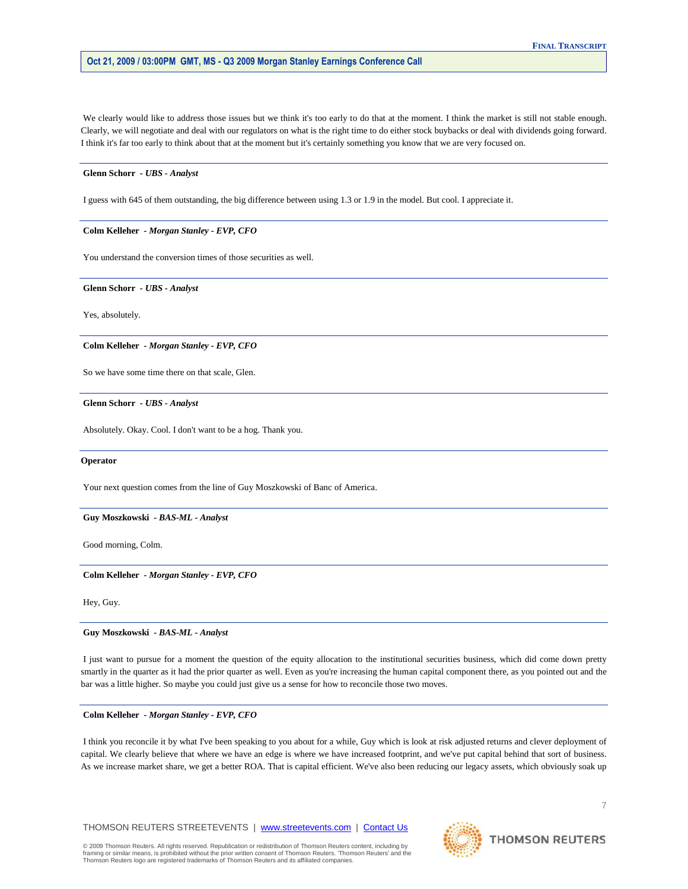We clearly would like to address those issues but we think it's too early to do that at the moment. I think the market is still not stable enough. Clearly, we will negotiate and deal with our regulators on what is the right time to do either stock buybacks or deal with dividends going forward. I think it's far too early to think about that at the moment but it's certainly something you know that we are very focused on.

---

**Glenn Schorr** *- UBS - Analyst*

I guess with 645 of them outstanding, the big difference between using 1.3 or 1.9 in the model. But cool. I appreciate it.

---

**Colm Kelleher** *- Morgan Stanley - EVP, CFO*

You understand the conversion times of those securities as well.

---

**Glenn Schorr** *- UBS - Analyst*

Yes, absolutely.

---

**Colm Kelleher** *- Morgan Stanley - EVP, CFO*

So we have some time there on that scale, Glen.

---

**Glenn Schorr** *- UBS - Analyst*

Absolutely. Okay. Cool. I don't want to be a hog. Thank you.

---

**Operator**

Your next question comes from the line of Guy Moszkowski of Banc of America.

---

**Guy Moszkowski** *- BAS-ML - Analyst*

Good morning, Colm.

---

**Colm Kelleher** *- Morgan Stanley - EVP, CFO*

Hey, Guy.

---

**Guy Moszkowski** *- BAS-ML - Analyst*

I just want to pursue for a moment the question of the equity allocation to the institutional securities business, which did come down pretty smartly in the quarter as it had the prior quarter as well. Even as you're increasing the human capital component there, as you pointed out and the bar was a little higher. So maybe you could just give us a sense for how to reconcile those two moves.

---

**Colm Kelleher** *- Morgan Stanley - EVP, CFO*

I think you reconcile it by what I've been speaking to you about for a while, Guy which is look at risk adjusted returns and clever deployment of capital. We clearly believe that where we have an edge is where we have increased footprint, and we've put capital behind that sort of business. As we increase market share, we get a better ROA. That is capital efficient. We've also been reducing our legacy assets, which obviously soak up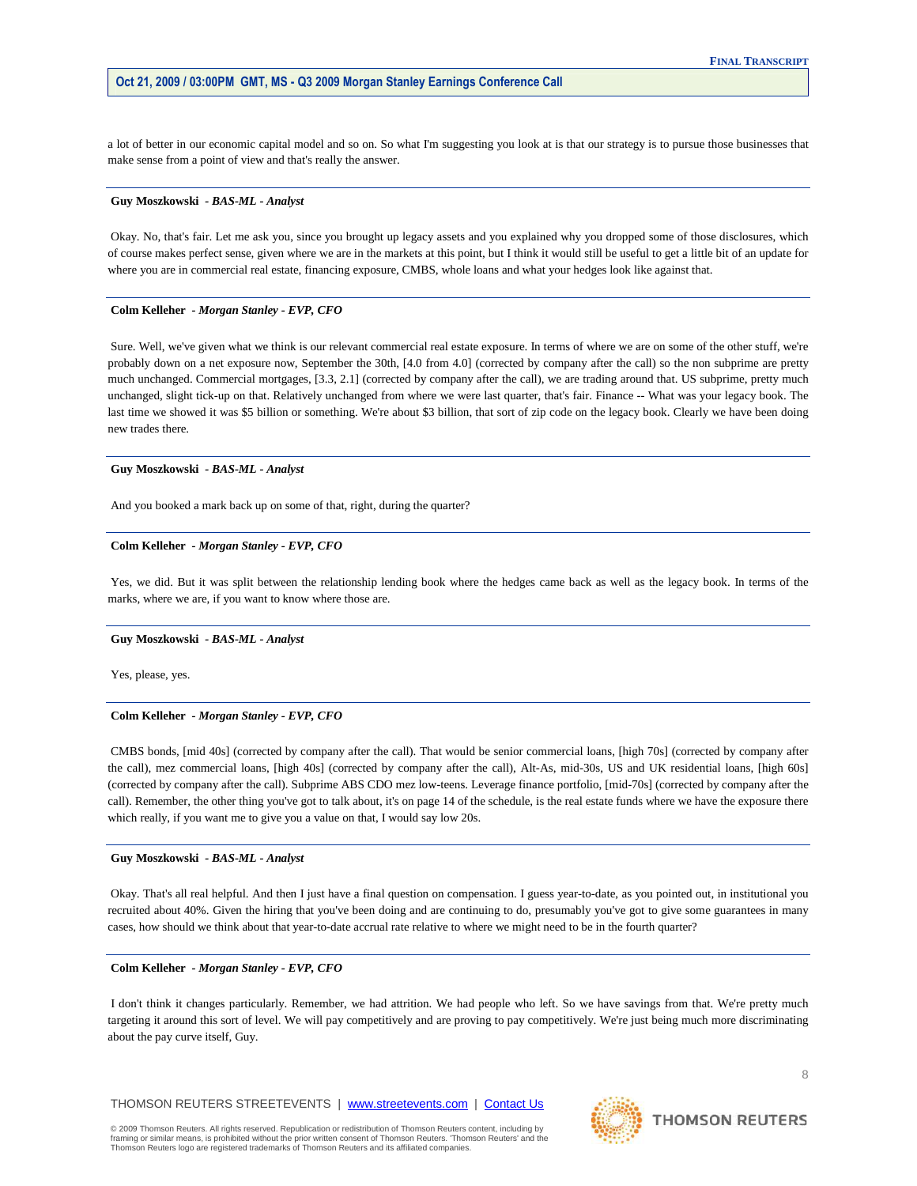a lot of better in our economic capital model and so on. So what I'm suggesting you look at is that our strategy is to pursue those businesses that make sense from a point of view and that's really the answer.

**Guy Moszkowski** *- BAS-ML - Analyst*

Okay. No, that's fair. Let me ask you, since you brought up legacy assets and you explained why you dropped some of those disclosures, which of course makes perfect sense, given where we are in the markets at this point, but I think it would still be useful to get a little bit of an update for where you are in commercial real estate, financing exposure, CMBS, whole loans and what your hedges look like against that.

**Colm Kelleher** *- Morgan Stanley - EVP, CFO*

Sure. Well, we've given what we think is our relevant commercial real estate exposure. In terms of where we are on some of the other stuff, we're probably down on a net exposure now, September the 30th, [4.0 from 4.0] (corrected by company after the call) so the non subprime are pretty much unchanged. Commercial mortgages, [3.3, 2.1] (corrected by company after the call), we are trading around that. US subprime, pretty much unchanged, slight tick-up on that. Relatively unchanged from where we were last quarter, that's fair. Finance -- What was your legacy book. The last time we showed it was $5 billion or something. We're about $3 billion, that sort of zip code on the legacy book. Clearly we have been doing new trades there.

**Guy Moszkowski** *- BAS-ML - Analyst*

And you booked a mark back up on some of that, right, during the quarter?

**Colm Kelleher** *- Morgan Stanley - EVP, CFO*

Yes, we did. But it was split between the relationship lending book where the hedges came back as well as the legacy book. In terms of the marks, where we are, if you want to know where those are.

**Guy Moszkowski** *- BAS-ML - Analyst*

Yes, please, yes.

**Colm Kelleher** *- Morgan Stanley - EVP, CFO*

CMBS bonds, [mid 40s] (corrected by company after the call). That would be senior commercial loans, [high 70s] (corrected by company after the call), mez commercial loans, [high 40s] (corrected by company after the call), Alt-As, mid-30s, US and UK residential loans, [high 60s] (corrected by company after the call). Subprime ABS CDO mez low-teens. Leverage finance portfolio, [mid-70s] (corrected by company after the call). Remember, the other thing you've got to talk about, is on page 14 of the schedule, is the real estate funds where we have the exposure there which really, if you want me to give you a value on that, I would say low 20s.

**Guy Moszkowski** *- BAS-ML - Analyst*

Okay. That's all real helpful. And then I just have a final question on compensation. I guess year-to-date, as you pointed out, in institutional you recruited about 40%. Given the hiring that you've been doing and are continuing to do, presumably you've got to give some guarantees in many cases, how should we think about that year-to-date accrual rate relative to where we might need to be in the fourth quarter?

**Colm Kelleher** *- Morgan Stanley - EVP, CFO*

I don't think it changes particularly. Remember, we had attrition. We had people who left. So we have savings from that. We're pretty much targeting it around this sort of level. We will pay competitively and are proving to pay competitively. We're just being much more discriminating about the pay curve itself, Guy.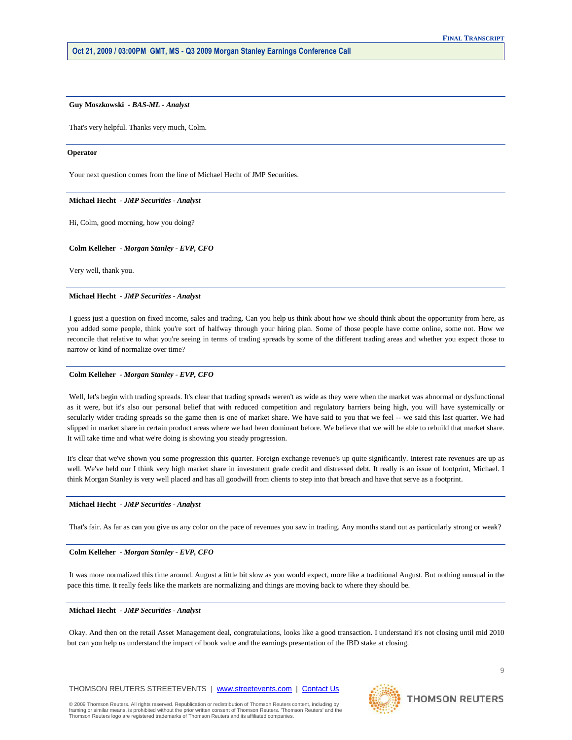**Guy Moszkowski** *- BAS-ML - Analyst*

That's very helpful. Thanks very much, Colm.

**Operator**

Your next question comes from the line of Michael Hecht of JMP Securities.

**Michael Hecht** *- JMP Securities - Analyst*

Hi, Colm, good morning, how you doing?

**Colm Kelleher** *- Morgan Stanley - EVP, CFO*

Very well, thank you.

**Michael Hecht** *- JMP Securities - Analyst*

I guess just a question on fixed income, sales and trading. Can you help us think about how we should think about the opportunity from here, as you added some people, think you're sort of halfway through your hiring plan. Some of those people have come online, some not. How we reconcile that relative to what you're seeing in terms of trading spreads by some of the different trading areas and whether you expect those to narrow or kind of normalize over time?

**Colm Kelleher** *- Morgan Stanley - EVP, CFO*

Well, let's begin with trading spreads. It's clear that trading spreads weren't as wide as they were when the market was abnormal or dysfunctional as it were, but it's also our personal belief that with reduced competition and regulatory barriers being high, you will have systemically or secularly wider trading spreads so the game then is one of market share. We have said to you that we feel -- we said this last quarter. We had slipped in market share in certain product areas where we had been dominant before. We believe that we will be able to rebuild that market share. It will take time and what we're doing is showing you steady progression.

It's clear that we've shown you some progression this quarter. Foreign exchange revenue's up quite significantly. Interest rate revenues are up as well. We've held our I think very high market share in investment grade credit and distressed debt. It really is an issue of footprint, Michael. I think Morgan Stanley is very well placed and has all goodwill from clients to step into that breach and have that serve as a footprint.

**Michael Hecht** *- JMP Securities - Analyst*

That's fair. As far as can you give us any color on the pace of revenues you saw in trading. Any months stand out as particularly strong or weak?

**Colm Kelleher** *- Morgan Stanley - EVP, CFO*

It was more normalized this time around. August a little bit slow as you would expect, more like a traditional August. But nothing unusual in the pace this time. It really feels like the markets are normalizing and things are moving back to where they should be.

**Michael Hecht** *- JMP Securities - Analyst*

Okay. And then on the retail Asset Management deal, congratulations, looks like a good transaction. I understand it's not closing until mid 2010 but can you help us understand the impact of book value and the earnings presentation of the IBD stake at closing.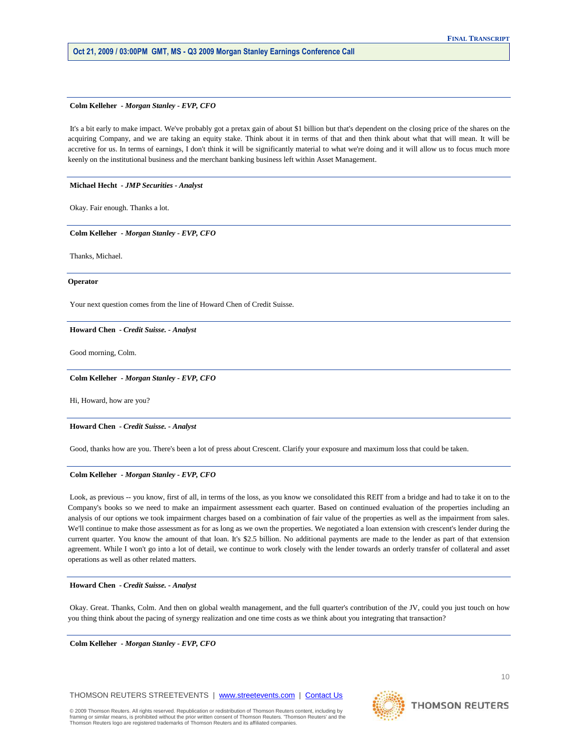**Colm Kelleher** *- Morgan Stanley - EVP, CFO*

It's a bit early to make impact. We've probably got a pretax gain of about $1 billion but that's dependent on the closing price of the shares on the acquiring Company, and we are taking an equity stake. Think about it in terms of that and then think about what that will mean. It will be accretive for us. In terms of earnings, I don't think it will be significantly material to what we're doing and it will allow us to focus much more keenly on the institutional business and the merchant banking business left within Asset Management.

**Michael Hecht** *- JMP Securities - Analyst*

Okay. Fair enough. Thanks a lot.

**Colm Kelleher** *- Morgan Stanley - EVP, CFO*

Thanks, Michael.

**Operator**

Your next question comes from the line of Howard Chen of Credit Suisse.

**Howard Chen** *- Credit Suisse. - Analyst*

Good morning, Colm.

**Colm Kelleher** *- Morgan Stanley - EVP, CFO*

Hi, Howard, how are you?

**Howard Chen** *- Credit Suisse. - Analyst*

Good, thanks how are you. There's been a lot of press about Crescent. Clarify your exposure and maximum loss that could be taken.

**Colm Kelleher** *- Morgan Stanley - EVP, CFO*

Look, as previous -- you know, first of all, in terms of the loss, as you know we consolidated this REIT from a bridge and had to take it on to the Company's books so we need to make an impairment assessment each quarter. Based on continued evaluation of the properties including an analysis of our options we took impairment charges based on a combination of fair value of the properties as well as the impairment from sales. We'll continue to make those assessment as for as long as we own the properties. We negotiated a loan extension with crescent's lender during the current quarter. You know the amount of that loan. It's $2.5 billion. No additional payments are made to the lender as part of that extension agreement. While I won't go into a lot of detail, we continue to work closely with the lender towards an orderly transfer of collateral and asset operations as well as other related matters.

**Howard Chen** *- Credit Suisse. - Analyst*

Okay. Great. Thanks, Colm. And then on global wealth management, and the full quarter's contribution of the JV, could you just touch on how you thing think about the pacing of synergy realization and one time costs as we think about you integrating that transaction?

**Colm Kelleher** *- Morgan Stanley - EVP, CFO*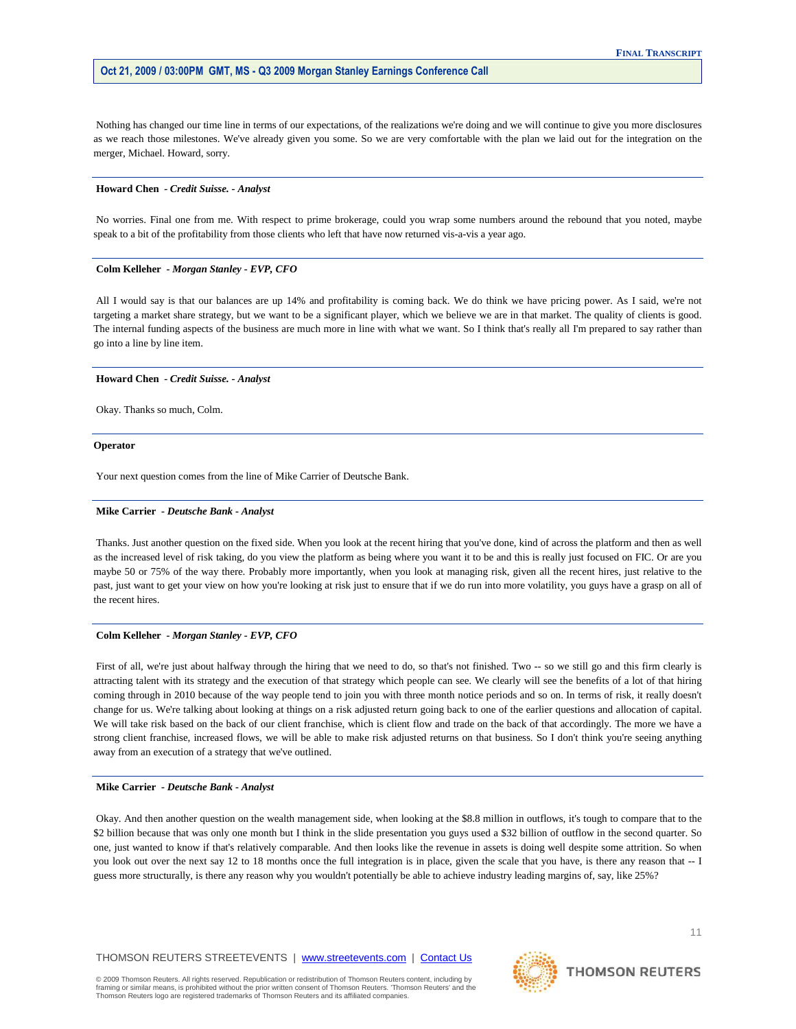Nothing has changed our time line in terms of our expectations, of the realizations we're doing and we will continue to give you more disclosures as we reach those milestones. We've already given you some. So we are very comfortable with the plan we laid out for the integration on the merger, Michael. Howard, sorry.

**Howard Chen** *- Credit Suisse. - Analyst*

No worries. Final one from me. With respect to prime brokerage, could you wrap some numbers around the rebound that you noted, maybe speak to a bit of the profitability from those clients who left that have now returned vis-a-vis a year ago.

**Colm Kelleher** *- Morgan Stanley - EVP, CFO*

All I would say is that our balances are up 14% and profitability is coming back. We do think we have pricing power. As I said, we're not targeting a market share strategy, but we want to be a significant player, which we believe we are in that market. The quality of clients is good. The internal funding aspects of the business are much more in line with what we want. So I think that's really all I'm prepared to say rather than go into a line by line item.

**Howard Chen** *- Credit Suisse. - Analyst*

Okay. Thanks so much, Colm.

**Operator**

Your next question comes from the line of Mike Carrier of Deutsche Bank.

**Mike Carrier** *- Deutsche Bank - Analyst*

Thanks. Just another question on the fixed side. When you look at the recent hiring that you've done, kind of across the platform and then as well as the increased level of risk taking, do you view the platform as being where you want it to be and this is really just focused on FIC. Or are you maybe 50 or 75% of the way there. Probably more importantly, when you look at managing risk, given all the recent hires, just relative to the past, just want to get your view on how you're looking at risk just to ensure that if we do run into more volatility, you guys have a grasp on all of the recent hires.

**Colm Kelleher** *- Morgan Stanley - EVP, CFO*

First of all, we're just about halfway through the hiring that we need to do, so that's not finished. Two -- so we still go and this firm clearly is attracting talent with its strategy and the execution of that strategy which people can see. We clearly will see the benefits of a lot of that hiring coming through in 2010 because of the way people tend to join you with three month notice periods and so on. In terms of risk, it really doesn't change for us. We're talking about looking at things on a risk adjusted return going back to one of the earlier questions and allocation of capital. We will take risk based on the back of our client franchise, which is client flow and trade on the back of that accordingly. The more we have a strong client franchise, increased flows, we will be able to make risk adjusted returns on that business. So I don't think you're seeing anything away from an execution of a strategy that we've outlined.

**Mike Carrier** *- Deutsche Bank - Analyst*

Okay. And then another question on the wealth management side, when looking at the $8.8 million in outflows, it's tough to compare that to the $2 billion because that was only one month but I think in the slide presentation you guys used a $32 billion of outflow in the second quarter. So one, just wanted to know if that's relatively comparable. And then looks like the revenue in assets is doing well despite some attrition. So when you look out over the next say 12 to 18 months once the full integration is in place, given the scale that you have, is there any reason that -- I guess more structurally, is there any reason why you wouldn't potentially be able to achieve industry leading margins of, say, like 25%?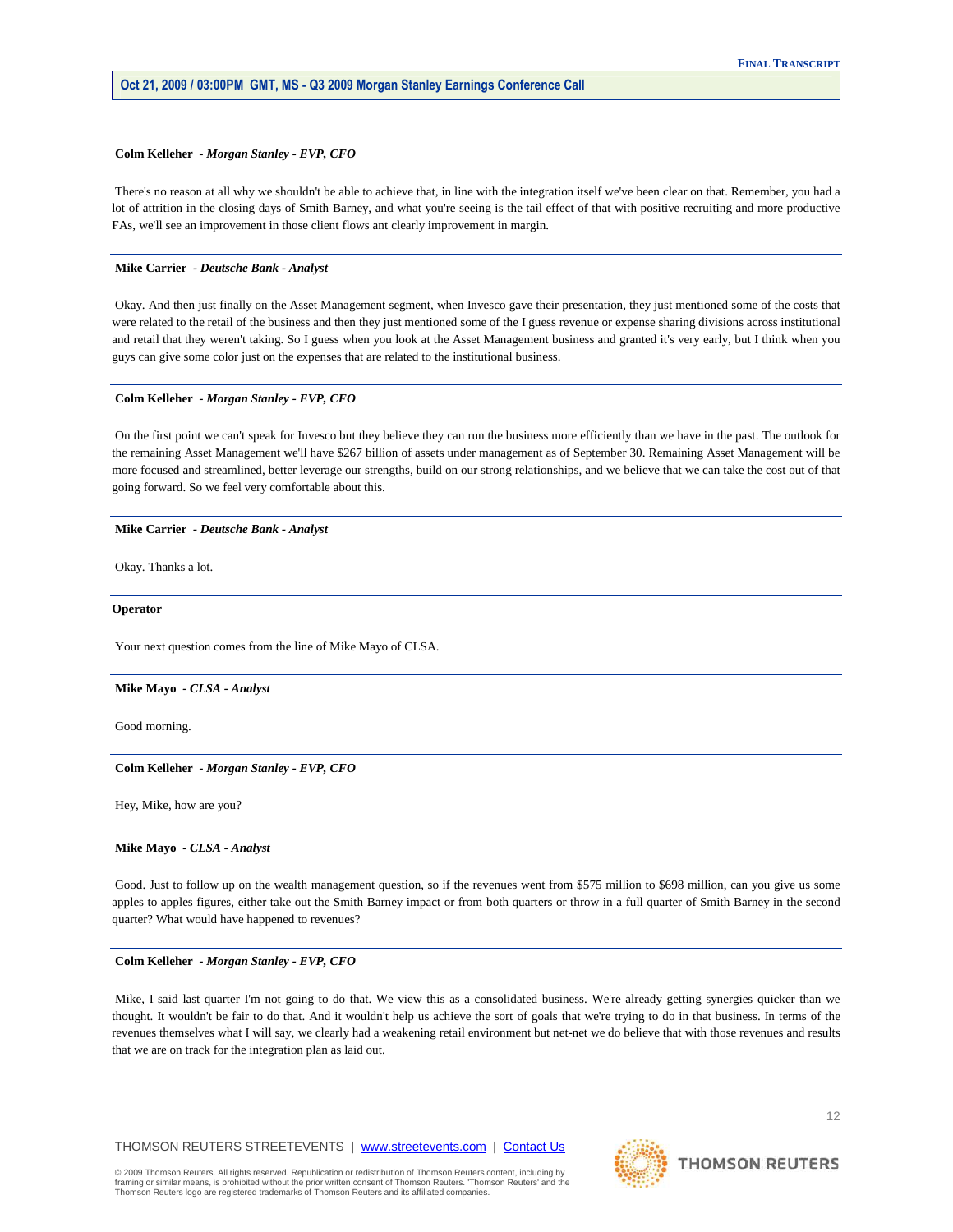**Colm Kelleher** *- Morgan Stanley - EVP, CFO*

There's no reason at all why we shouldn't be able to achieve that, in line with the integration itself we've been clear on that. Remember, you had a lot of attrition in the closing days of Smith Barney, and what you're seeing is the tail effect of that with positive recruiting and more productive FAs, we'll see an improvement in those client flows ant clearly improvement in margin.

---

**Mike Carrier** *- Deutsche Bank - Analyst*

Okay. And then just finally on the Asset Management segment, when Invesco gave their presentation, they just mentioned some of the costs that were related to the retail of the business and then they just mentioned some of the I guess revenue or expense sharing divisions across institutional and retail that they weren't taking. So I guess when you look at the Asset Management business and granted it's very early, but I think when you guys can give some color just on the expenses that are related to the institutional business.

---

**Colm Kelleher** *- Morgan Stanley - EVP, CFO*

On the first point we can't speak for Invesco but they believe they can run the business more efficiently than we have in the past. The outlook for the remaining Asset Management we'll have $267 billion of assets under management as of September 30. Remaining Asset Management will be more focused and streamlined, better leverage our strengths, build on our strong relationships, and we believe that we can take the cost out of that going forward. So we feel very comfortable about this.

---

**Mike Carrier** *- Deutsche Bank - Analyst*

Okay. Thanks a lot.

---

**Operator**

Your next question comes from the line of Mike Mayo of CLSA.

---

**Mike Mayo** *- CLSA - Analyst*

Good morning.

---

**Colm Kelleher** *- Morgan Stanley - EVP, CFO*

Hey, Mike, how are you?

---

**Mike Mayo** *- CLSA - Analyst*

Good. Just to follow up on the wealth management question, so if the revenues went from $575 million to $698 million, can you give us some apples to apples figures, either take out the Smith Barney impact or from both quarters or throw in a full quarter of Smith Barney in the second quarter? What would have happened to revenues?

---

**Colm Kelleher** *- Morgan Stanley - EVP, CFO*

Mike, I said last quarter I'm not going to do that. We view this as a consolidated business. We're already getting synergies quicker than we thought. It wouldn't be fair to do that. And it wouldn't help us achieve the sort of goals that we're trying to do in that business. In terms of the revenues themselves what I will say, we clearly had a weakening retail environment but net-net we do believe that with those revenues and results that we are on track for the integration plan as laid out.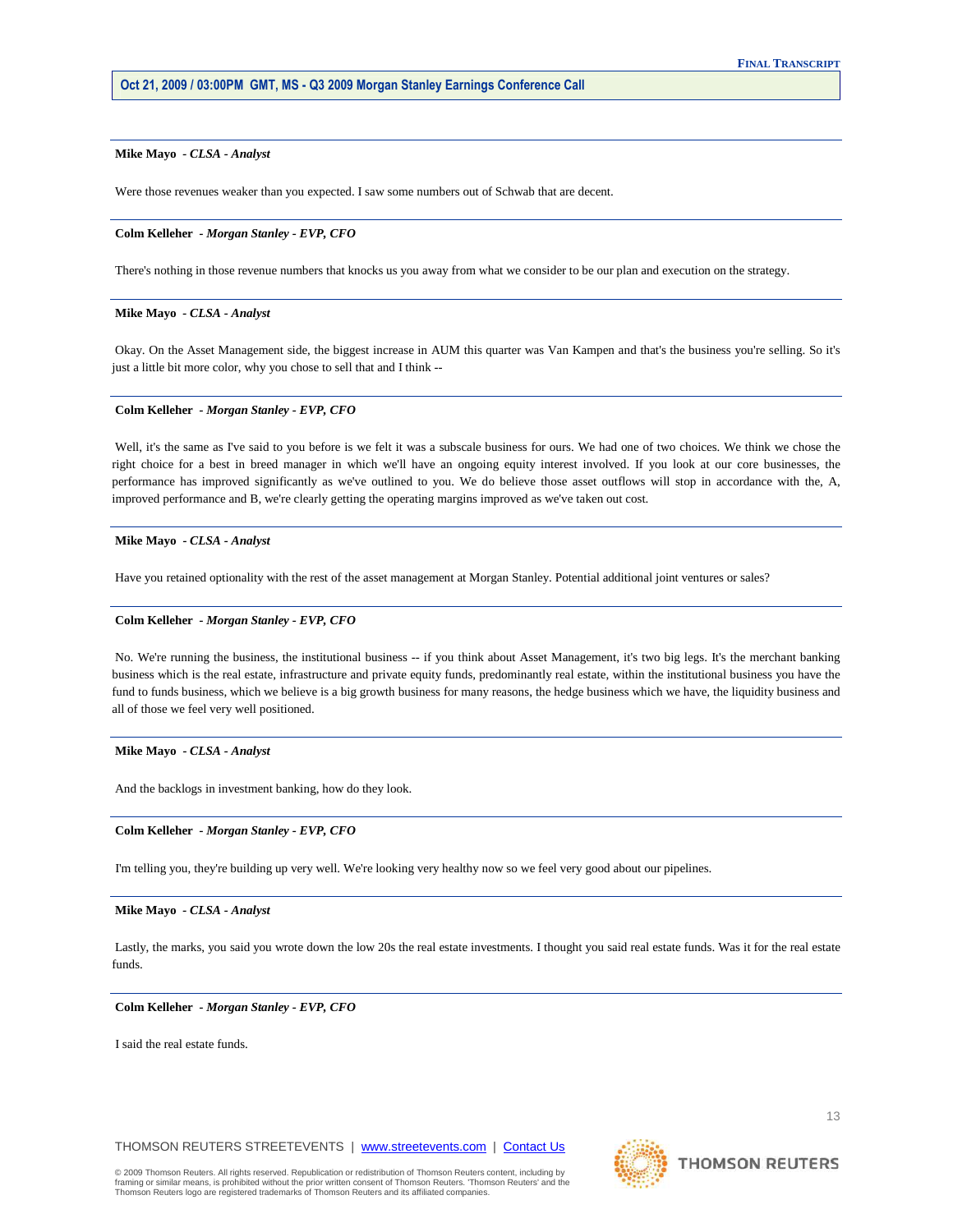**Mike Mayo** - *CLSA - Analyst*

Were those revenues weaker than you expected. I saw some numbers out of Schwab that are decent.

**Colm Kelleher** - *Morgan Stanley - EVP, CFO*

There's nothing in those revenue numbers that knocks us you away from what we consider to be our plan and execution on the strategy.

**Mike Mayo** - *CLSA - Analyst*

Okay. On the Asset Management side, the biggest increase in AUM this quarter was Van Kampen and that's the business you're selling. So it's just a little bit more color, why you chose to sell that and I think --

**Colm Kelleher** - *Morgan Stanley - EVP, CFO*

Well, it's the same as I've said to you before is we felt it was a subscale business for ours. We had one of two choices. We think we chose the right choice for a best in breed manager in which we'll have an ongoing equity interest involved. If you look at our core businesses, the performance has improved significantly as we've outlined to you. We do believe those asset outflows will stop in accordance with the, A, improved performance and B, we're clearly getting the operating margins improved as we've taken out cost.

**Mike Mayo** - *CLSA - Analyst*

Have you retained optionality with the rest of the asset management at Morgan Stanley. Potential additional joint ventures or sales?

**Colm Kelleher** - *Morgan Stanley - EVP, CFO*

No. We're running the business, the institutional business -- if you think about Asset Management, it's two big legs. It's the merchant banking business which is the real estate, infrastructure and private equity funds, predominantly real estate, within the institutional business you have the fund to funds business, which we believe is a big growth business for many reasons, the hedge business which we have, the liquidity business and all of those we feel very well positioned.

**Mike Mayo** - *CLSA - Analyst*

And the backlogs in investment banking, how do they look.

**Colm Kelleher** - *Morgan Stanley - EVP, CFO*

I'm telling you, they're building up very well. We're looking very healthy now so we feel very good about our pipelines.

**Mike Mayo** - *CLSA - Analyst*

Lastly, the marks, you said you wrote down the low 20s the real estate investments. I thought you said real estate funds. Was it for the real estate funds.

**Colm Kelleher** - *Morgan Stanley - EVP, CFO*

I said the real estate funds.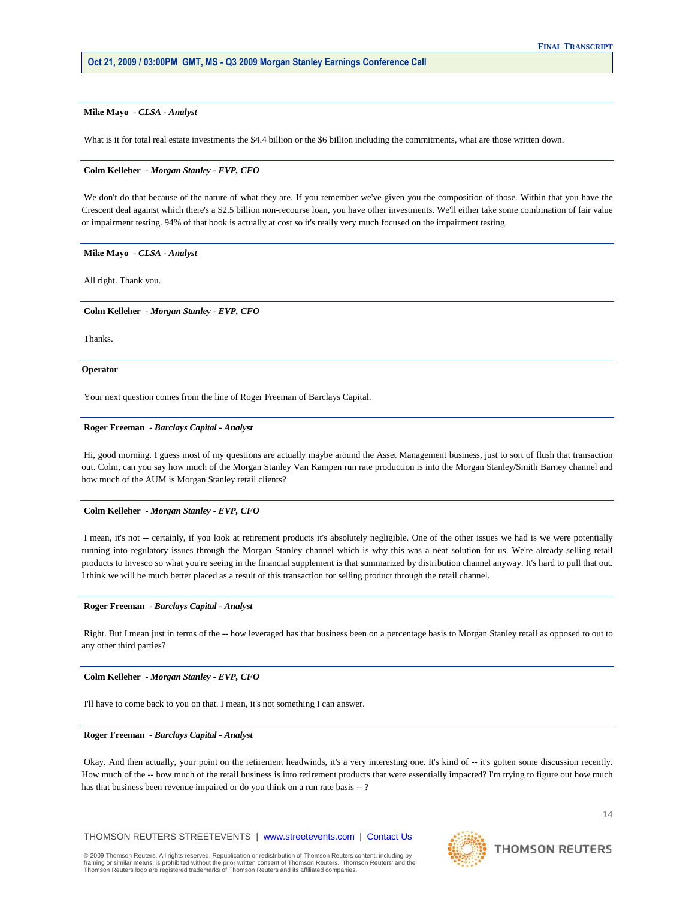**Mike Mayo** - *CLSA - Analyst*

What is it for total real estate investments the $4.4 billion or the $6 billion including the commitments, what are those written down.

**Colm Kelleher** - *Morgan Stanley - EVP, CFO*

We don't do that because of the nature of what they are. If you remember we've given you the composition of those. Within that you have the Crescent deal against which there's a $2.5 billion non-recourse loan, you have other investments. We'll either take some combination of fair value or impairment testing. 94% of that book is actually at cost so it's really very much focused on the impairment testing.

**Mike Mayo** - *CLSA - Analyst*

All right. Thank you.

**Colm Kelleher** - *Morgan Stanley - EVP, CFO*

Thanks.

**Operator**

Your next question comes from the line of Roger Freeman of Barclays Capital.

**Roger Freeman** - *Barclays Capital - Analyst*

Hi, good morning. I guess most of my questions are actually maybe around the Asset Management business, just to sort of flush that transaction out. Colm, can you say how much of the Morgan Stanley Van Kampen run rate production is into the Morgan Stanley/Smith Barney channel and how much of the AUM is Morgan Stanley retail clients?

**Colm Kelleher** - *Morgan Stanley - EVP, CFO*

I mean, it's not -- certainly, if you look at retirement products it's absolutely negligible. One of the other issues we had is we were potentially running into regulatory issues through the Morgan Stanley channel which is why this was a neat solution for us. We're already selling retail products to Invesco so what you're seeing in the financial supplement is that summarized by distribution channel anyway. It's hard to pull that out. I think we will be much better placed as a result of this transaction for selling product through the retail channel.

**Roger Freeman** - *Barclays Capital - Analyst*

Right. But I mean just in terms of the -- how leveraged has that business been on a percentage basis to Morgan Stanley retail as opposed to out to any other third parties?

**Colm Kelleher** - *Morgan Stanley - EVP, CFO*

I'll have to come back to you on that. I mean, it's not something I can answer.

**Roger Freeman** - *Barclays Capital - Analyst*

Okay. And then actually, your point on the retirement headwinds, it's a very interesting one. It's kind of -- it's gotten some discussion recently. How much of the -- how much of the retail business is into retirement products that were essentially impacted? I'm trying to figure out how much has that business been revenue impaired or do you think on a run rate basis -- ?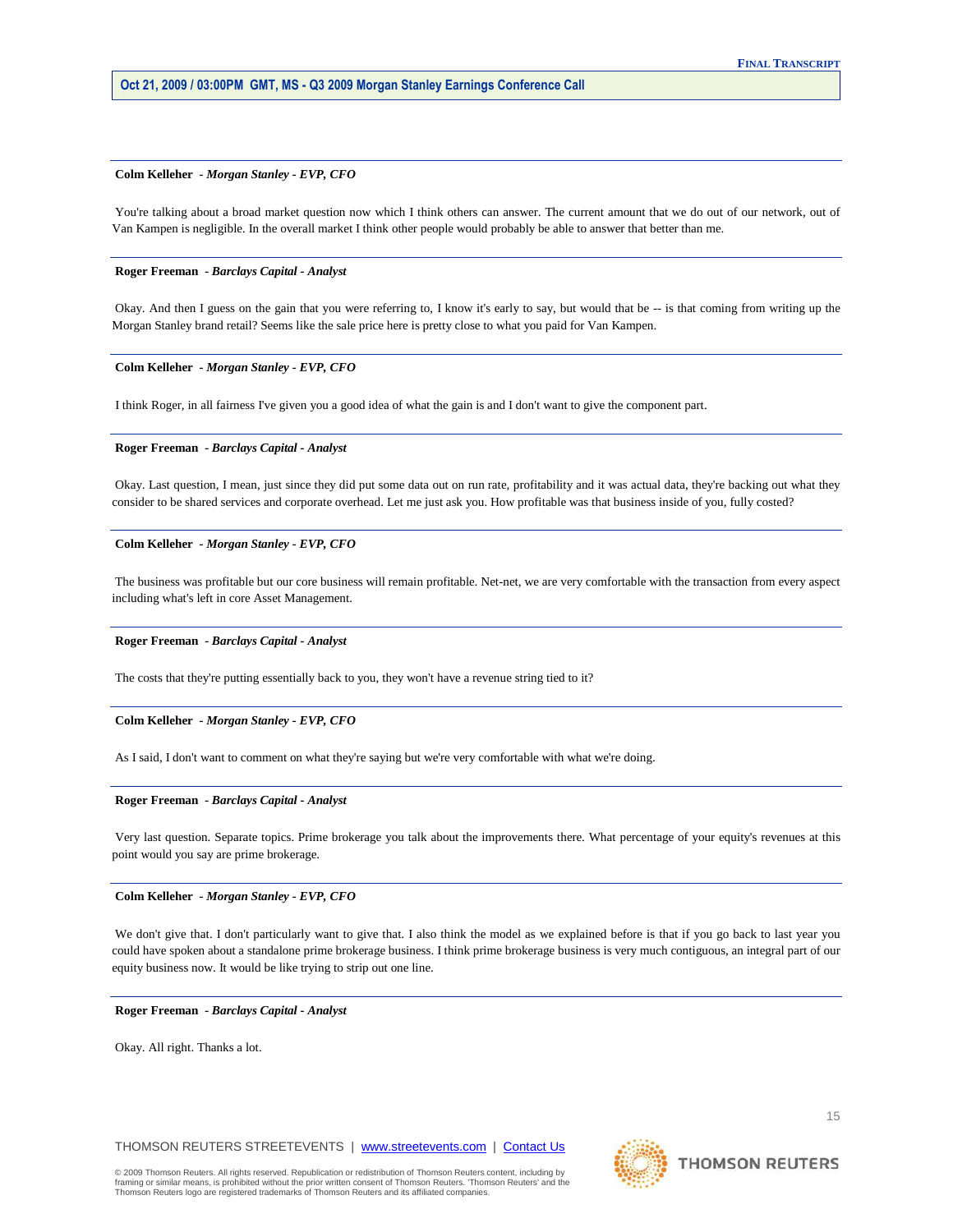**Colm Kelleher** *- Morgan Stanley - EVP, CFO*

You're talking about a broad market question now which I think others can answer. The current amount that we do out of our network, out of Van Kampen is negligible. In the overall market I think other people would probably be able to answer that better than me.

**Roger Freeman** *- Barclays Capital - Analyst*

Okay. And then I guess on the gain that you were referring to, I know it's early to say, but would that be -- is that coming from writing up the Morgan Stanley brand retail? Seems like the sale price here is pretty close to what you paid for Van Kampen.

**Colm Kelleher** *- Morgan Stanley - EVP, CFO*

I think Roger, in all fairness I've given you a good idea of what the gain is and I don't want to give the component part.

**Roger Freeman** *- Barclays Capital - Analyst*

Okay. Last question, I mean, just since they did put some data out on run rate, profitability and it was actual data, they're backing out what they consider to be shared services and corporate overhead. Let me just ask you. How profitable was that business inside of you, fully costed?

**Colm Kelleher** *- Morgan Stanley - EVP, CFO*

The business was profitable but our core business will remain profitable. Net-net, we are very comfortable with the transaction from every aspect including what's left in core Asset Management.

**Roger Freeman** *- Barclays Capital - Analyst*

The costs that they're putting essentially back to you, they won't have a revenue string tied to it?

**Colm Kelleher** *- Morgan Stanley - EVP, CFO*

As I said, I don't want to comment on what they're saying but we're very comfortable with what we're doing.

**Roger Freeman** *- Barclays Capital - Analyst*

Very last question. Separate topics. Prime brokerage you talk about the improvements there. What percentage of your equity's revenues at this point would you say are prime brokerage.

**Colm Kelleher** *- Morgan Stanley - EVP, CFO*

We don't give that. I don't particularly want to give that. I also think the model as we explained before is that if you go back to last year you could have spoken about a standalone prime brokerage business. I think prime brokerage business is very much contiguous, an integral part of our equity business now. It would be like trying to strip out one line.

**Roger Freeman** *- Barclays Capital - Analyst*

Okay. All right. Thanks a lot.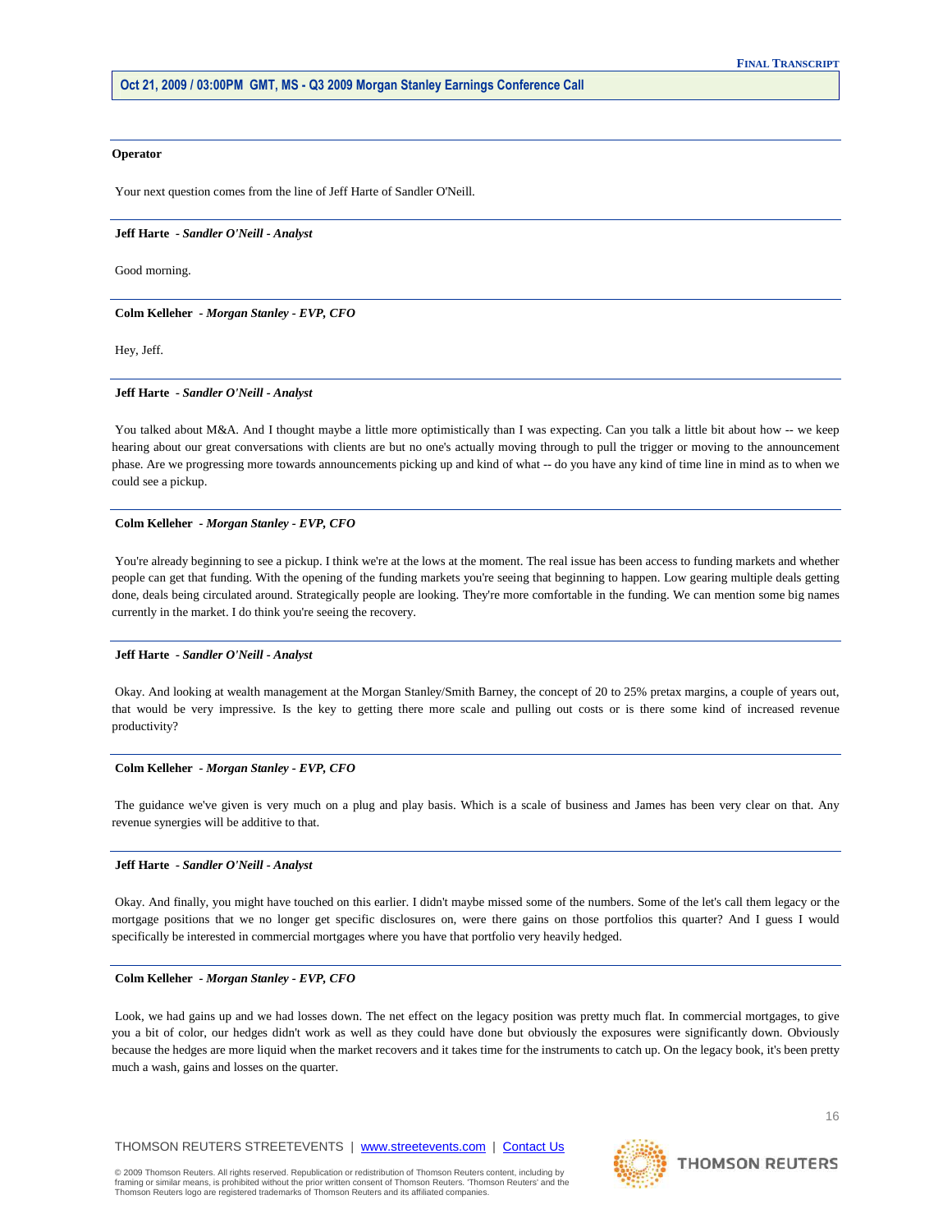**Operator**

Your next question comes from the line of Jeff Harte of Sandler O'Neill.

**Jeff Harte** - ***Sandler O'Neill - Analyst***

Good morning.

**Colm Kelleher** - ***Morgan Stanley - EVP, CFO***

Hey, Jeff.

**Jeff Harte** - ***Sandler O'Neill - Analyst***

You talked about M&A. And I thought maybe a little more optimistically than I was expecting. Can you talk a little bit about how -- we keep hearing about our great conversations with clients are but no one's actually moving through to pull the trigger or moving to the announcement phase. Are we progressing more towards announcements picking up and kind of what -- do you have any kind of time line in mind as to when we could see a pickup.

**Colm Kelleher** - ***Morgan Stanley - EVP, CFO***

You're already beginning to see a pickup. I think we're at the lows at the moment. The real issue has been access to funding markets and whether people can get that funding. With the opening of the funding markets you're seeing that beginning to happen. Low gearing multiple deals getting done, deals being circulated around. Strategically people are looking. They're more comfortable in the funding. We can mention some big names currently in the market. I do think you're seeing the recovery.

**Jeff Harte** - ***Sandler O'Neill - Analyst***

Okay. And looking at wealth management at the Morgan Stanley/Smith Barney, the concept of 20 to 25% pretax margins, a couple of years out, that would be very impressive. Is the key to getting there more scale and pulling out costs or is there some kind of increased revenue productivity?

**Colm Kelleher** - ***Morgan Stanley - EVP, CFO***

The guidance we've given is very much on a plug and play basis. Which is a scale of business and James has been very clear on that. Any revenue synergies will be additive to that.

**Jeff Harte** - ***Sandler O'Neill - Analyst***

Okay. And finally, you might have touched on this earlier. I didn't maybe missed some of the numbers. Some of the let's call them legacy or the mortgage positions that we no longer get specific disclosures on, were there gains on those portfolios this quarter? And I guess I would specifically be interested in commercial mortgages where you have that portfolio very heavily hedged.

**Colm Kelleher** - ***Morgan Stanley - EVP, CFO***

Look, we had gains up and we had losses down. The net effect on the legacy position was pretty much flat. In commercial mortgages, to give you a bit of color, our hedges didn't work as well as they could have done but obviously the exposures were significantly down. Obviously because the hedges are more liquid when the market recovers and it takes time for the instruments to catch up. On the legacy book, it's been pretty much a wash, gains and losses on the quarter.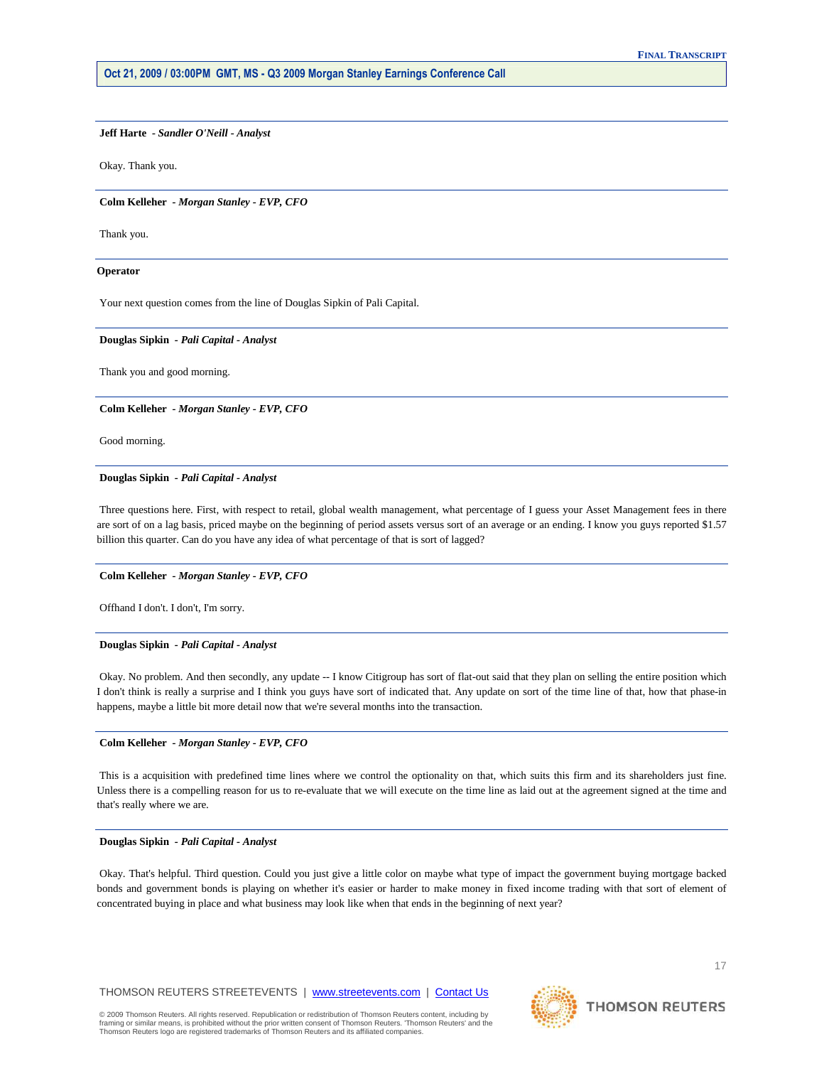**Jeff Harte** - *Sandler O'Neill - Analyst*

Okay. Thank you.

**Colm Kelleher** - *Morgan Stanley - EVP, CFO*

Thank you.

**Operator**

Your next question comes from the line of Douglas Sipkin of Pali Capital.

**Douglas Sipkin** - *Pali Capital - Analyst*

Thank you and good morning.

**Colm Kelleher** - *Morgan Stanley - EVP, CFO*

Good morning.

**Douglas Sipkin** - *Pali Capital - Analyst*

Three questions here. First, with respect to retail, global wealth management, what percentage of I guess your Asset Management fees in there are sort of on a lag basis, priced maybe on the beginning of period assets versus sort of an average or an ending. I know you guys reported $1.57 billion this quarter. Can do you have any idea of what percentage of that is sort of lagged?

**Colm Kelleher** - *Morgan Stanley - EVP, CFO*

Offhand I don't. I don't, I'm sorry.

**Douglas Sipkin** - *Pali Capital - Analyst*

Okay. No problem. And then secondly, any update -- I know Citigroup has sort of flat-out said that they plan on selling the entire position which I don't think is really a surprise and I think you guys have sort of indicated that. Any update on sort of the time line of that, how that phase-in happens, maybe a little bit more detail now that we're several months into the transaction.

**Colm Kelleher** - *Morgan Stanley - EVP, CFO*

This is a acquisition with predefined time lines where we control the optionality on that, which suits this firm and its shareholders just fine. Unless there is a compelling reason for us to re-evaluate that we will execute on the time line as laid out at the agreement signed at the time and that's really where we are.

**Douglas Sipkin** - *Pali Capital - Analyst*

Okay. That's helpful. Third question. Could you just give a little color on maybe what type of impact the government buying mortgage backed bonds and government bonds is playing on whether it's easier or harder to make money in fixed income trading with that sort of element of concentrated buying in place and what business may look like when that ends in the beginning of next year?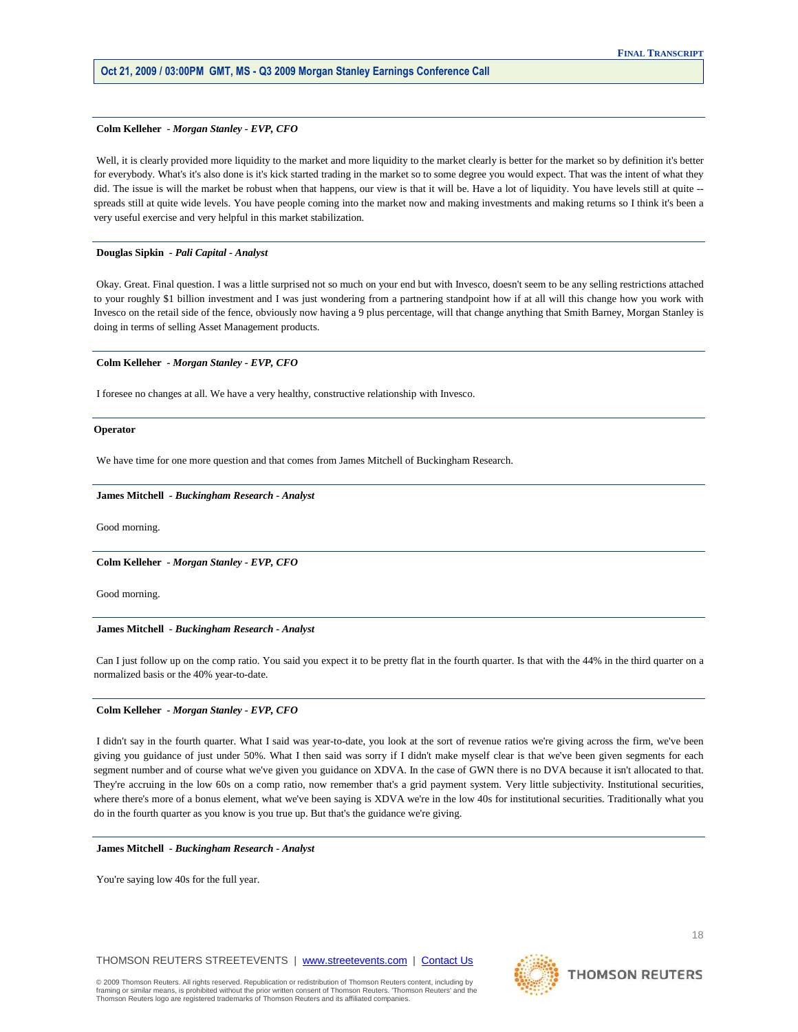**Colm Kelleher** - *Morgan Stanley - EVP, CFO*

Well, it is clearly provided more liquidity to the market and more liquidity to the market clearly is better for the market so by definition it's better for everybody. What's it's also done is it's kick started trading in the market so to some degree you would expect. That was the intent of what they did. The issue is will the market be robust when that happens, our view is that it will be. Have a lot of liquidity. You have levels still at quite -- spreads still at quite wide levels. You have people coming into the market now and making investments and making returns so I think it's been a very useful exercise and very helpful in this market stabilization.

**Douglas Sipkin** - *Pali Capital - Analyst*

Okay. Great. Final question. I was a little surprised not so much on your end but with Invesco, doesn't seem to be any selling restrictions attached to your roughly $1 billion investment and I was just wondering from a partnering standpoint how if at all will this change how you work with Invesco on the retail side of the fence, obviously now having a 9 plus percentage, will that change anything that Smith Barney, Morgan Stanley is doing in terms of selling Asset Management products.

**Colm Kelleher** - *Morgan Stanley - EVP, CFO*

I foresee no changes at all. We have a very healthy, constructive relationship with Invesco.

**Operator**

We have time for one more question and that comes from James Mitchell of Buckingham Research.

**James Mitchell** - *Buckingham Research - Analyst*

Good morning.

**Colm Kelleher** - *Morgan Stanley - EVP, CFO*

Good morning.

**James Mitchell** - *Buckingham Research - Analyst*

Can I just follow up on the comp ratio. You said you expect it to be pretty flat in the fourth quarter. Is that with the 44% in the third quarter on a normalized basis or the 40% year-to-date.

**Colm Kelleher** - *Morgan Stanley - EVP, CFO*

I didn't say in the fourth quarter. What I said was year-to-date, you look at the sort of revenue ratios we're giving across the firm, we've been giving you guidance of just under 50%. What I then said was sorry if I didn't make myself clear is that we've been given segments for each segment number and of course what we've given you guidance on XDVA. In the case of GWN there is no DVA because it isn't allocated to that. They're accruing in the low 60s on a comp ratio, now remember that's a grid payment system. Very little subjectivity. Institutional securities, where there's more of a bonus element, what we've been saying is XDVA we're in the low 40s for institutional securities. Traditionally what you do in the fourth quarter as you know is you true up. But that's the guidance we're giving.

**James Mitchell** - *Buckingham Research - Analyst*

You're saying low 40s for the full year.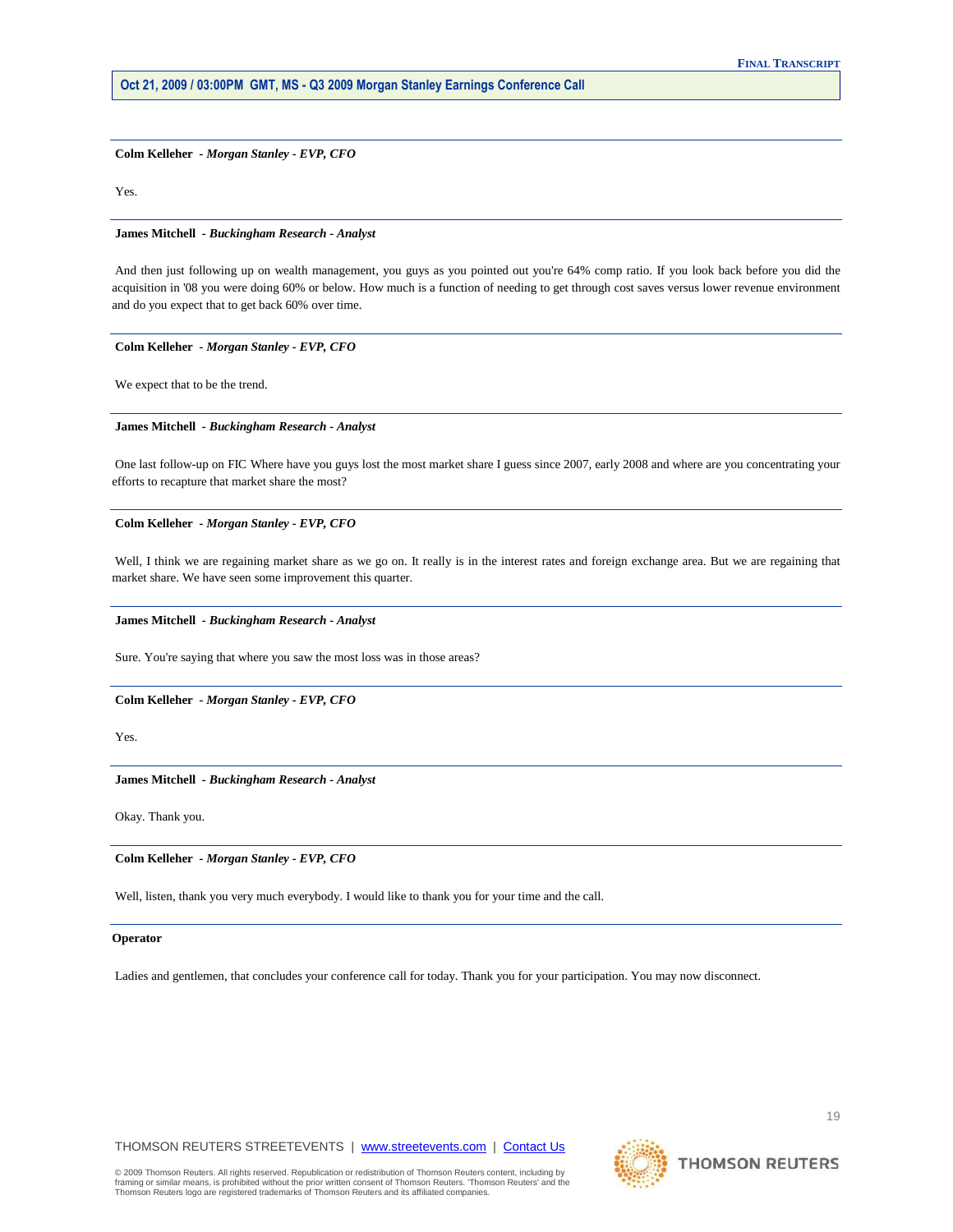**Colm Kelleher** - ***Morgan Stanley - EVP, CFO***

Yes.

**James Mitchell** - ***Buckingham Research - Analyst***

And then just following up on wealth management, you guys as you pointed out you're 64% comp ratio. If you look back before you did the acquisition in '08 you were doing 60% or below. How much is a function of needing to get through cost saves versus lower revenue environment and do you expect that to get back 60% over time.

**Colm Kelleher** - ***Morgan Stanley - EVP, CFO***

We expect that to be the trend.

**James Mitchell** - ***Buckingham Research - Analyst***

One last follow-up on FIC Where have you guys lost the most market share I guess since 2007, early 2008 and where are you concentrating your efforts to recapture that market share the most?

**Colm Kelleher** - ***Morgan Stanley - EVP, CFO***

Well, I think we are regaining market share as we go on. It really is in the interest rates and foreign exchange area. But we are regaining that market share. We have seen some improvement this quarter.

**James Mitchell** - ***Buckingham Research - Analyst***

Sure. You're saying that where you saw the most loss was in those areas?

**Colm Kelleher** - ***Morgan Stanley - EVP, CFO***

Yes.

**James Mitchell** - ***Buckingham Research - Analyst***

Okay. Thank you.

**Colm Kelleher** - ***Morgan Stanley - EVP, CFO***

Well, listen, thank you very much everybody. I would like to thank you for your time and the call.

**Operator**

Ladies and gentlemen, that concludes your conference call for today. Thank you for your participation. You may now disconnect.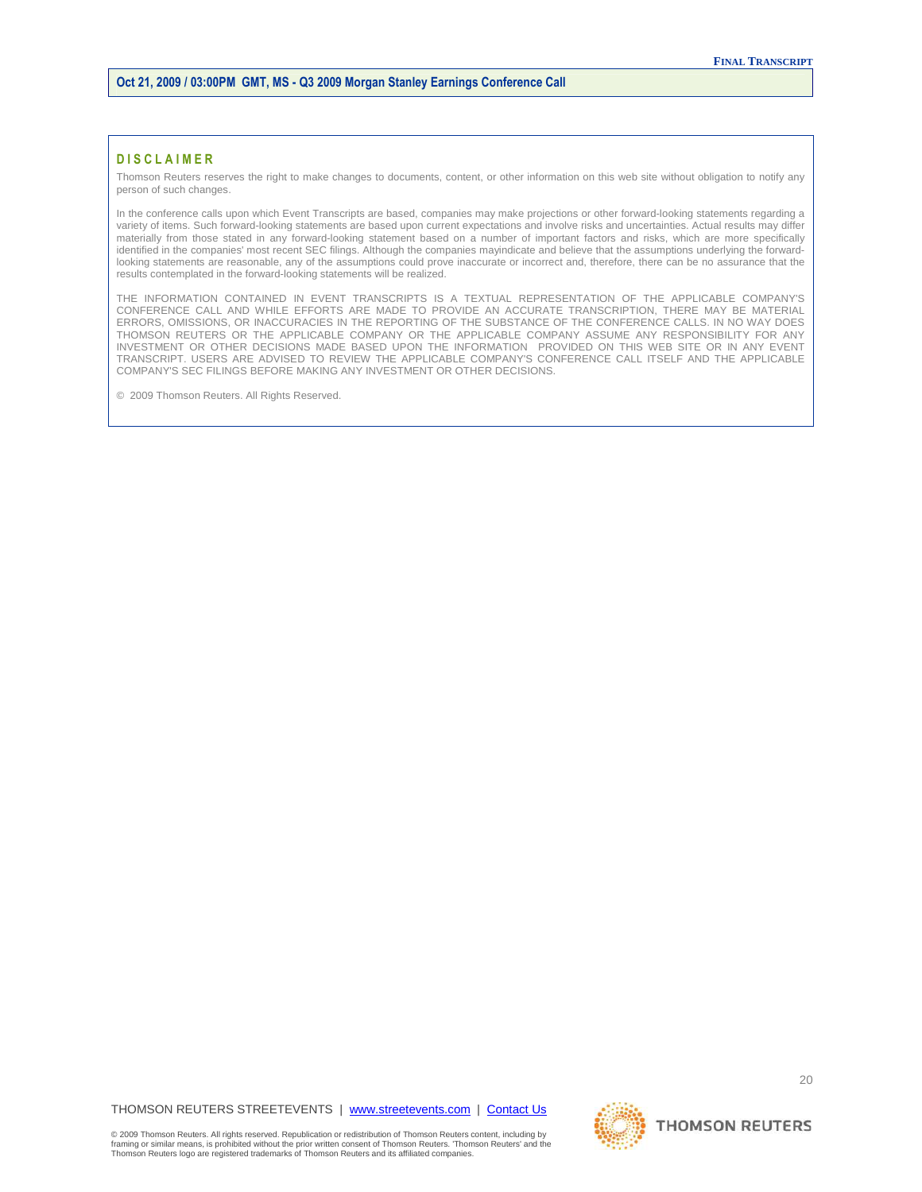## DISCLAIMER

Thomson Reuters reserves the right to make changes to documents, content, or other information on this web site without obligation to notify any person of such changes.

In the conference calls upon which Event Transcripts are based, companies may make projections or other forward-looking statements regarding a variety of items. Such forward-looking statements are based upon current expectations and involve risks and uncertainties. Actual results may differ materially from those stated in any forward-looking statement based on a number of important factors and risks, which are more specifically identified in the companies' most recent SEC filings. Although the companies mayindicate and believe that the assumptions underlying the forward-looking statements are reasonable, any of the assumptions could prove inaccurate or incorrect and, therefore, there can be no assurance that the results contemplated in the forward-looking statements will be realized.

THE INFORMATION CONTAINED IN EVENT TRANSCRIPTS IS A TEXTUAL REPRESENTATION OF THE APPLICABLE COMPANY'S CONFERENCE CALL AND WHILE EFFORTS ARE MADE TO PROVIDE AN ACCURATE TRANSCRIPTION, THERE MAY BE MATERIAL ERRORS, OMISSIONS, OR INACCURACIES IN THE REPORTING OF THE SUBSTANCE OF THE CONFERENCE CALLS. IN NO WAY DOES THOMSON REUTERS OR THE APPLICABLE COMPANY OR THE APPLICABLE COMPANY ASSUME ANY RESPONSIBILITY FOR ANY INVESTMENT OR OTHER DECISIONS MADE BASED UPON THE INFORMATION PROVIDED ON THIS WEB SITE OR IN ANY EVENT TRANSCRIPT. USERS ARE ADVISED TO REVIEW THE APPLICABLE COMPANY'S CONFERENCE CALL ITSELF AND THE APPLICABLE COMPANY'S SEC FILINGS BEFORE MAKING ANY INVESTMENT OR OTHER DECISIONS.

© 2009 Thomson Reuters. All Rights Reserved.